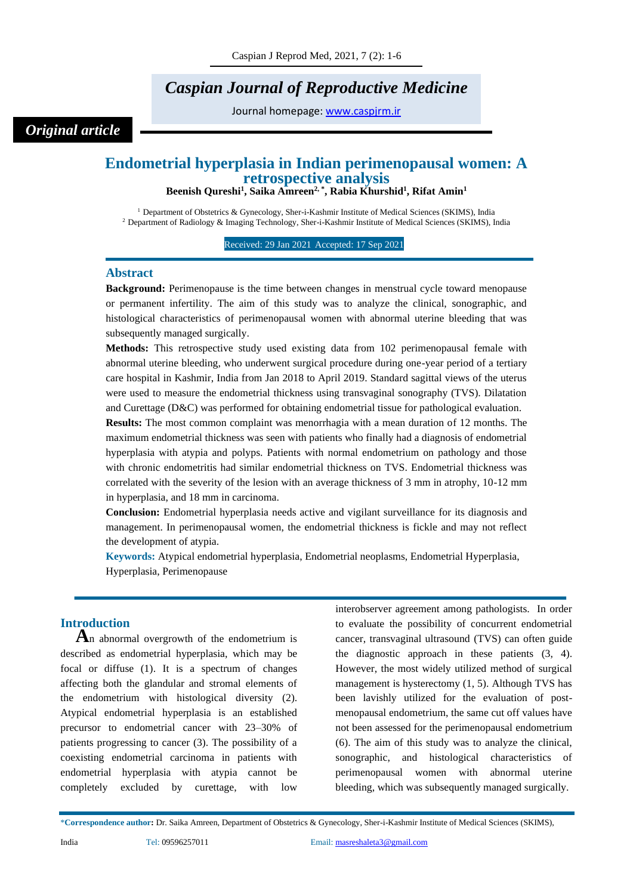*Caspian Journal of Reproductive Medicine*

Journal homepage: www.caspjrm.ir

*Original article*

# Endometrial hyperplasia in Indian perimenopausal women: A retrospective analysis

**Beenish Qureshi[1], Saika Amreen[2,*], Rabia Khurshid[1], Rifat Amin[1]**

[1] Department of Obstetrics & Gynecology, Sher-i-Kashmir Institute of Medical Sciences (SKIMS), India
[2] Department of Radiology & Imaging Technology, Sher-i-Kashmir Institute of Medical Sciences (SKIMS), India

Received: 29 Jan 2021 Accepted: 17 Sep 2021

## Abstract

**Background:** Perimenopause is the time between changes in menstrual cycle toward menopause or permanent infertility. The aim of this study was to analyze the clinical, sonographic, and histological characteristics of perimenopausal women with abnormal uterine bleeding that was subsequently managed surgically.

**Methods:** This retrospective study used existing data from 102 perimenopausal female with abnormal uterine bleeding, who underwent surgical procedure during one-year period of a tertiary care hospital in Kashmir, India from Jan 2018 to April 2019. Standard sagittal views of the uterus were used to measure the endometrial thickness using transvaginal sonography (TVS). Dilatation and Curettage (D&C) was performed for obtaining endometrial tissue for pathological evaluation.

**Results:** The most common complaint was menorrhagia with a mean duration of 12 months. The maximum endometrial thickness was seen with patients who finally had a diagnosis of endometrial hyperplasia with atypia and polyps. Patients with normal endometrium on pathology and those with chronic endometritis had similar endometrial thickness on TVS. Endometrial thickness was correlated with the severity of the lesion with an average thickness of 3 mm in atrophy, 10-12 mm in hyperplasia, and 18 mm in carcinoma.

**Conclusion:** Endometrial hyperplasia needs active and vigilant surveillance for its diagnosis and management. In perimenopausal women, the endometrial thickness is fickle and may not reflect the development of atypia.

**Keywords:** Atypical endometrial hyperplasia, Endometrial neoplasms, Endometrial Hyperplasia, Hyperplasia, Perimenopause

## Introduction

An abnormal overgrowth of the endometrium is described as endometrial hyperplasia, which may be focal or diffuse (1). It is a spectrum of changes affecting both the glandular and stromal elements of the endometrium with histological diversity (2). Atypical endometrial hyperplasia is an established precursor to endometrial cancer with 23–30% of patients progressing to cancer (3). The possibility of a coexisting endometrial carcinoma in patients with endometrial hyperplasia with atypia cannot be completely excluded by curettage, with low interobserver agreement among pathologists. In order to evaluate the possibility of concurrent endometrial cancer, transvaginal ultrasound (TVS) can often guide the diagnostic approach in these patients (3, 4). However, the most widely utilized method of surgical management is hysterectomy (1, 5). Although TVS has been lavishly utilized for the evaluation of post-menopausal endometrium, the same cut off values have not been assessed for the perimenopausal endometrium (6). The aim of this study was to analyze the clinical, sonographic, and histological characteristics of perimenopausal women with abnormal uterine bleeding, which was subsequently managed surgically.

*Correspondence author: Dr. Saika Amreen, Department of Obstetrics & Gynecology, Sher-i-Kashmir Institute of Medical Sciences (SKIMS), India Tel: 09596257011 Email: masreshaleta3@gmail.com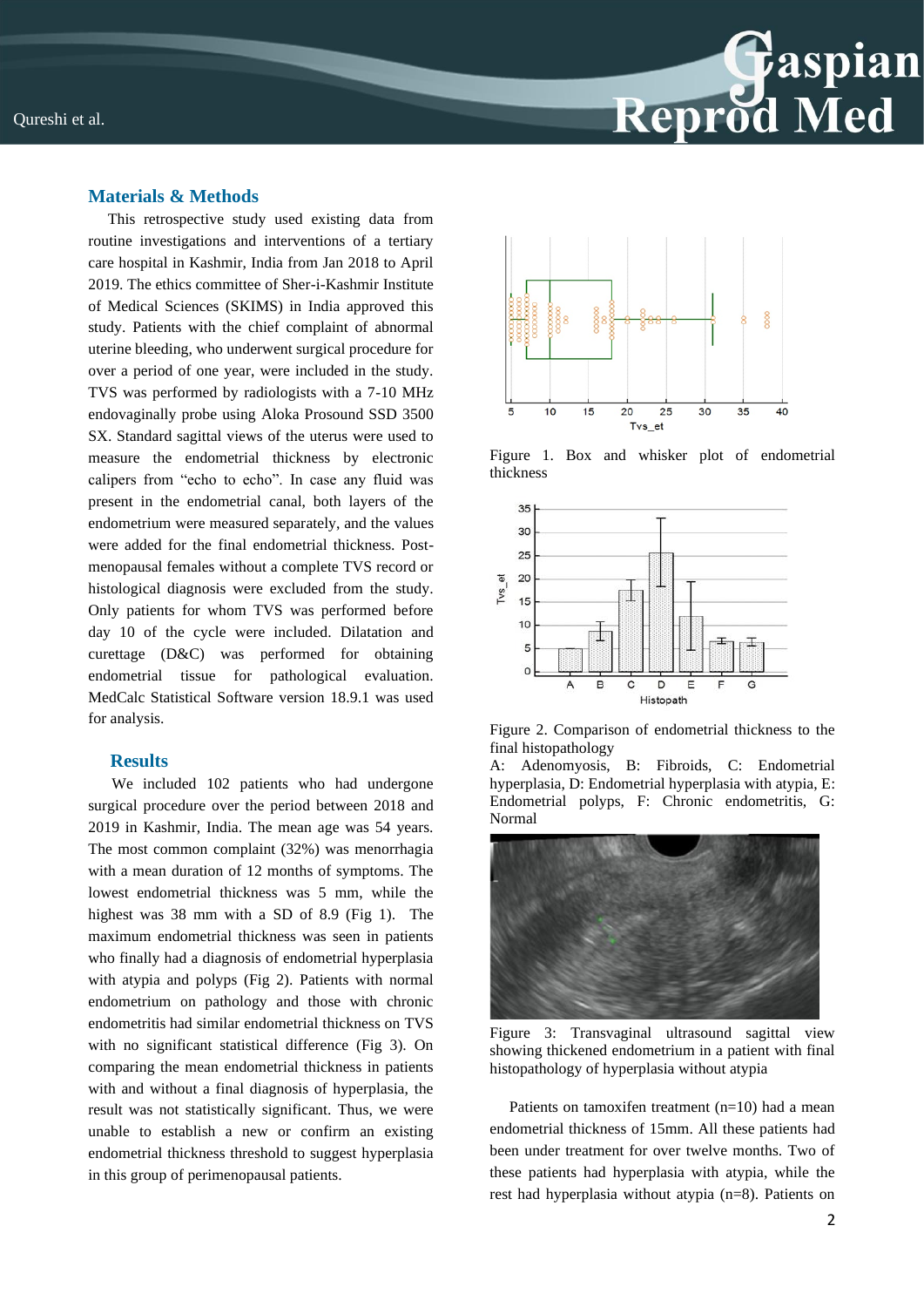## Materials & Methods

This retrospective study used existing data from routine investigations and interventions of a tertiary care hospital in Kashmir, India from Jan 2018 to April 2019. The ethics committee of Sher-i-Kashmir Institute of Medical Sciences (SKIMS) in India approved this study. Patients with the chief complaint of abnormal uterine bleeding, who underwent surgical procedure for over a period of one year, were included in the study. TVS was performed by radiologists with a 7-10 MHz endovaginally probe using Aloka Prosound SSD 3500 SX. Standard sagittal views of the uterus were used to measure the endometrial thickness by electronic calipers from "echo to echo". In case any fluid was present in the endometrial canal, both layers of the endometrium were measured separately, and the values were added for the final endometrial thickness. Post-menopausal females without a complete TVS record or histological diagnosis were excluded from the study. Only patients for whom TVS was performed before day 10 of the cycle were included. Dilatation and curettage (D&C) was performed for obtaining endometrial tissue for pathological evaluation. MedCalc Statistical Software version 18.9.1 was used for analysis.

## Results

We included 102 patients who had undergone surgical procedure over the period between 2018 and 2019 in Kashmir, India. The mean age was 54 years. The most common complaint (32%) was menorrhagia with a mean duration of 12 months of symptoms. The lowest endometrial thickness was 5 mm, while the highest was 38 mm with a SD of 8.9 (Fig 1). The maximum endometrial thickness was seen in patients who finally had a diagnosis of endometrial hyperplasia with atypia and polyps (Fig 2). Patients with normal endometrium on pathology and those with chronic endometritis had similar endometrial thickness on TVS with no significant statistical difference (Fig 3). On comparing the mean endometrial thickness in patients with and without a final diagnosis of hyperplasia, the result was not statistically significant. Thus, we were unable to establish a new or confirm an existing endometrial thickness threshold to suggest hyperplasia in this group of perimenopausal patients.

Figure 1. Box and whisker plot of endometrial thickness

Figure 2. Comparison of endometrial thickness to the final histopathology

A: Adenomyosis, B: Fibroids, C: Endometrial hyperplasia, D: Endometrial hyperplasia with atypia, E: Endometrial polyps, F: Chronic endometritis, G: Normal

Figure 3: Transvaginal ultrasound sagittal view showing thickened endometrium in a patient with final histopathology of hyperplasia without atypia

Patients on tamoxifen treatment (n=10) had a mean endometrial thickness of 15mm. All these patients had been under treatment for over twelve months. Two of these patients had hyperplasia with atypia, while the rest had hyperplasia without atypia (n=8). Patients on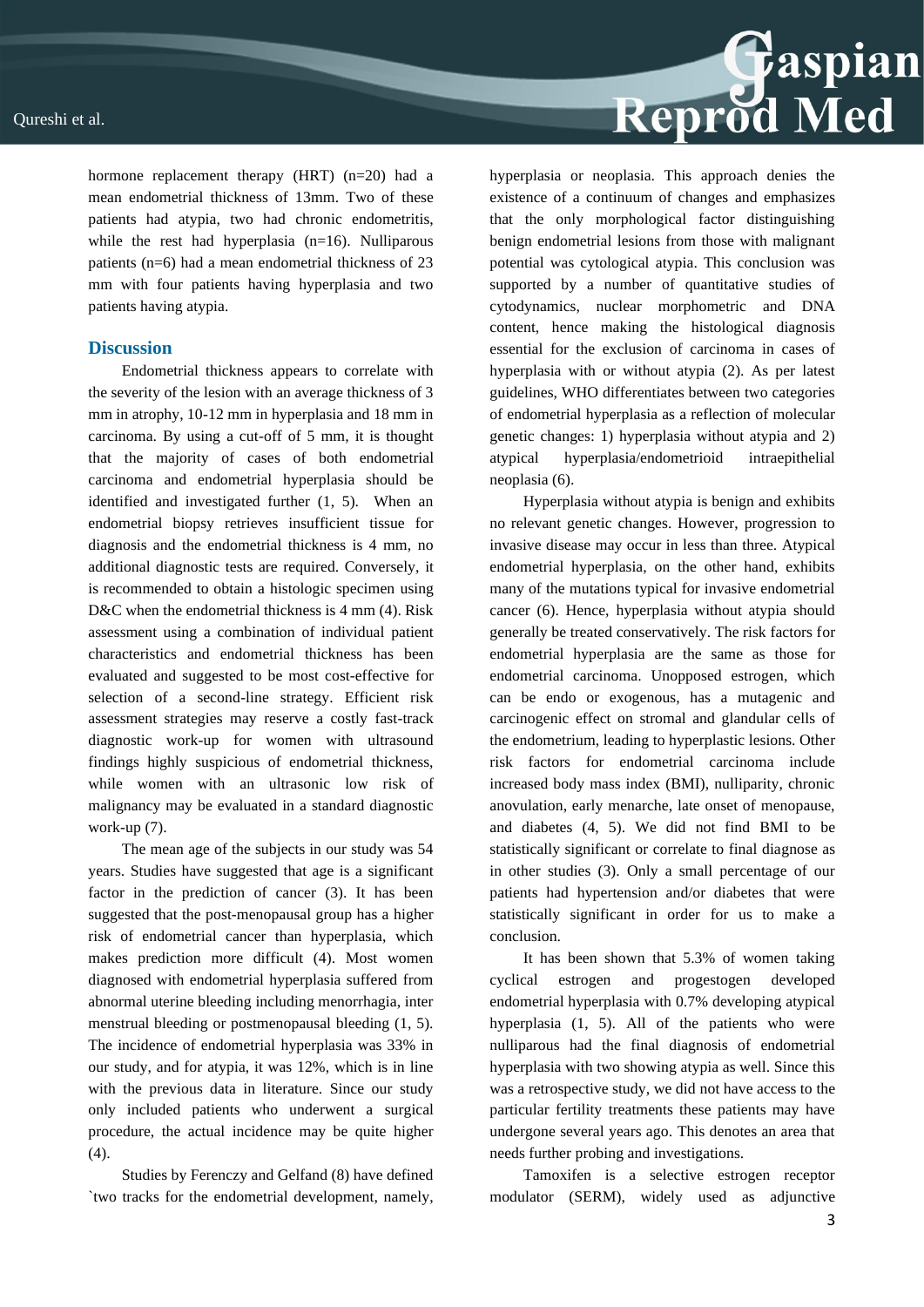hormone replacement therapy (HRT) (n=20) had a mean endometrial thickness of 13mm. Two of these patients had atypia, two had chronic endometritis, while the rest had hyperplasia (n=16). Nulliparous patients (n=6) had a mean endometrial thickness of 23 mm with four patients having hyperplasia and two patients having atypia.

## Discussion

Endometrial thickness appears to correlate with the severity of the lesion with an average thickness of 3 mm in atrophy, 10-12 mm in hyperplasia and 18 mm in carcinoma. By using a cut-off of 5 mm, it is thought that the majority of cases of both endometrial carcinoma and endometrial hyperplasia should be identified and investigated further (1, 5). When an endometrial biopsy retrieves insufficient tissue for diagnosis and the endometrial thickness is 4 mm, no additional diagnostic tests are required. Conversely, it is recommended to obtain a histologic specimen using D&C when the endometrial thickness is 4 mm (4). Risk assessment using a combination of individual patient characteristics and endometrial thickness has been evaluated and suggested to be most cost-effective for selection of a second-line strategy. Efficient risk assessment strategies may reserve a costly fast-track diagnostic work-up for women with ultrasound findings highly suspicious of endometrial thickness, while women with an ultrasonic low risk of malignancy may be evaluated in a standard diagnostic work-up (7).

The mean age of the subjects in our study was 54 years. Studies have suggested that age is a significant factor in the prediction of cancer (3). It has been suggested that the post-menopausal group has a higher risk of endometrial cancer than hyperplasia, which makes prediction more difficult (4). Most women diagnosed with endometrial hyperplasia suffered from abnormal uterine bleeding including menorrhagia, inter menstrual bleeding or postmenopausal bleeding (1, 5). The incidence of endometrial hyperplasia was 33% in our study, and for atypia, it was 12%, which is in line with the previous data in literature. Since our study only included patients who underwent a surgical procedure, the actual incidence may be quite higher (4).

Studies by Ferenczy and Gelfand (8) have defined `two tracks for the endometrial development, namely, hyperplasia or neoplasia. This approach denies the existence of a continuum of changes and emphasizes that the only morphological factor distinguishing benign endometrial lesions from those with malignant potential was cytological atypia. This conclusion was supported by a number of quantitative studies of cytodynamics, nuclear morphometric and DNA content, hence making the histological diagnosis essential for the exclusion of carcinoma in cases of hyperplasia with or without atypia (2). As per latest guidelines, WHO differentiates between two categories of endometrial hyperplasia as a reflection of molecular genetic changes: 1) hyperplasia without atypia and 2) atypical hyperplasia/endometrioid intraepithelial neoplasia (6).

Hyperplasia without atypia is benign and exhibits no relevant genetic changes. However, progression to invasive disease may occur in less than three. Atypical endometrial hyperplasia, on the other hand, exhibits many of the mutations typical for invasive endometrial cancer (6). Hence, hyperplasia without atypia should generally be treated conservatively. The risk factors for endometrial hyperplasia are the same as those for endometrial carcinoma. Unopposed estrogen, which can be endo or exogenous, has a mutagenic and carcinogenic effect on stromal and glandular cells of the endometrium, leading to hyperplastic lesions. Other risk factors for endometrial carcinoma include increased body mass index (BMI), nulliparity, chronic anovulation, early menarche, late onset of menopause, and diabetes (4, 5). We did not find BMI to be statistically significant or correlate to final diagnose as in other studies (3). Only a small percentage of our patients had hypertension and/or diabetes that were statistically significant in order for us to make a conclusion.

It has been shown that 5.3% of women taking cyclical estrogen and progestogen developed endometrial hyperplasia with 0.7% developing atypical hyperplasia (1, 5). All of the patients who were nulliparous had the final diagnosis of endometrial hyperplasia with two showing atypia as well. Since this was a retrospective study, we did not have access to the particular fertility treatments these patients may have undergone several years ago. This denotes an area that needs further probing and investigations.

Tamoxifen is a selective estrogen receptor modulator (SERM), widely used as adjunctive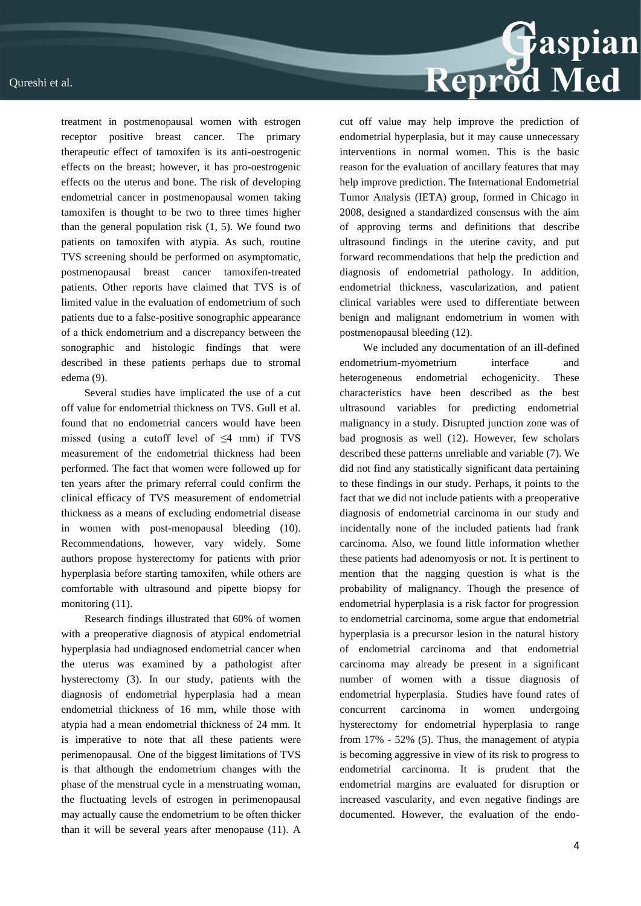treatment in postmenopausal women with estrogen receptor positive breast cancer. The primary therapeutic effect of tamoxifen is its anti-oestrogenic effects on the breast; however, it has pro-oestrogenic effects on the uterus and bone. The risk of developing endometrial cancer in postmenopausal women taking tamoxifen is thought to be two to three times higher than the general population risk (1, 5). We found two patients on tamoxifen with atypia. As such, routine TVS screening should be performed on asymptomatic, postmenopausal breast cancer tamoxifen-treated patients. Other reports have claimed that TVS is of limited value in the evaluation of endometrium of such patients due to a false-positive sonographic appearance of a thick endometrium and a discrepancy between the sonographic and histologic findings that were described in these patients perhaps due to stromal edema (9).

Several studies have implicated the use of a cut off value for endometrial thickness on TVS. Gull et al. found that no endometrial cancers would have been missed (using a cutoff level of ≤4 mm) if TVS measurement of the endometrial thickness had been performed. The fact that women were followed up for ten years after the primary referral could confirm the clinical efficacy of TVS measurement of endometrial thickness as a means of excluding endometrial disease in women with post-menopausal bleeding (10). Recommendations, however, vary widely. Some authors propose hysterectomy for patients with prior hyperplasia before starting tamoxifen, while others are comfortable with ultrasound and pipette biopsy for monitoring (11).

Research findings illustrated that 60% of women with a preoperative diagnosis of atypical endometrial hyperplasia had undiagnosed endometrial cancer when the uterus was examined by a pathologist after hysterectomy (3). In our study, patients with the diagnosis of endometrial hyperplasia had a mean endometrial thickness of 16 mm, while those with atypia had a mean endometrial thickness of 24 mm. It is imperative to note that all these patients were perimenopausal. One of the biggest limitations of TVS is that although the endometrium changes with the phase of the menstrual cycle in a menstruating woman, the fluctuating levels of estrogen in perimenopausal may actually cause the endometrium to be often thicker than it will be several years after menopause (11). A cut off value may help improve the prediction of endometrial hyperplasia, but it may cause unnecessary interventions in normal women. This is the basic reason for the evaluation of ancillary features that may help improve prediction. The International Endometrial Tumor Analysis (IETA) group, formed in Chicago in 2008, designed a standardized consensus with the aim of approving terms and definitions that describe ultrasound findings in the uterine cavity, and put forward recommendations that help the prediction and diagnosis of endometrial pathology. In addition, endometrial thickness, vascularization, and patient clinical variables were used to differentiate between benign and malignant endometrium in women with postmenopausal bleeding (12).

We included any documentation of an ill-defined endometrium-myometrium interface and heterogeneous endometrial echogenicity. These characteristics have been described as the best ultrasound variables for predicting endometrial malignancy in a study. Disrupted junction zone was of bad prognosis as well (12). However, few scholars described these patterns unreliable and variable (7). We did not find any statistically significant data pertaining to these findings in our study. Perhaps, it points to the fact that we did not include patients with a preoperative diagnosis of endometrial carcinoma in our study and incidentally none of the included patients had frank carcinoma. Also, we found little information whether these patients had adenomyosis or not. It is pertinent to mention that the nagging question is what is the probability of malignancy. Though the presence of endometrial hyperplasia is a risk factor for progression to endometrial carcinoma, some argue that endometrial hyperplasia is a precursor lesion in the natural history of endometrial carcinoma and that endometrial carcinoma may already be present in a significant number of women with a tissue diagnosis of endometrial hyperplasia. Studies have found rates of concurrent carcinoma in women undergoing hysterectomy for endometrial hyperplasia to range from 17% - 52% (5). Thus, the management of atypia is becoming aggressive in view of its risk to progress to endometrial carcinoma. It is prudent that the endometrial margins are evaluated for disruption or increased vascularity, and even negative findings are documented. However, the evaluation of the endo-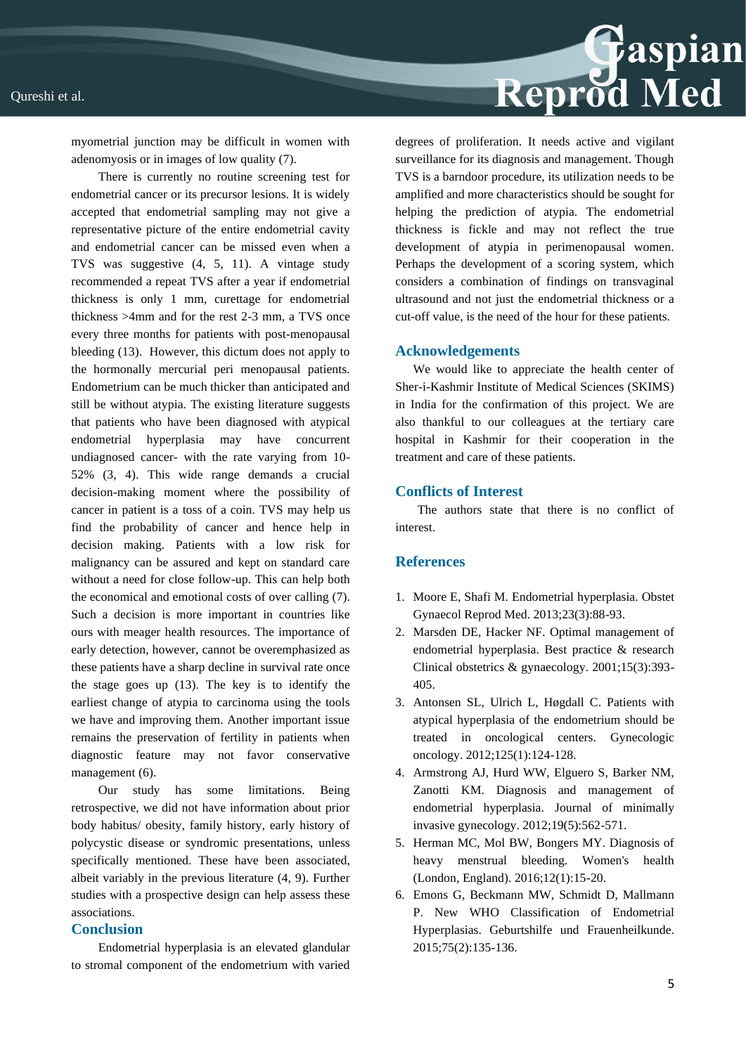myometrial junction may be difficult in women with adenomyosis or in images of low quality (7).

There is currently no routine screening test for endometrial cancer or its precursor lesions. It is widely accepted that endometrial sampling may not give a representative picture of the entire endometrial cavity and endometrial cancer can be missed even when a TVS was suggestive (4, 5, 11). A vintage study recommended a repeat TVS after a year if endometrial thickness is only 1 mm, curettage for endometrial thickness >4mm and for the rest 2-3 mm, a TVS once every three months for patients with post-menopausal bleeding (13). However, this dictum does not apply to the hormonally mercurial peri menopausal patients. Endometrium can be much thicker than anticipated and still be without atypia. The existing literature suggests that patients who have been diagnosed with atypical endometrial hyperplasia may have concurrent undiagnosed cancer- with the rate varying from 10-52% (3, 4). This wide range demands a crucial decision-making moment where the possibility of cancer in patient is a toss of a coin. TVS may help us find the probability of cancer and hence help in decision making. Patients with a low risk for malignancy can be assured and kept on standard care without a need for close follow-up. This can help both the economical and emotional costs of over calling (7). Such a decision is more important in countries like ours with meager health resources. The importance of early detection, however, cannot be overemphasized as these patients have a sharp decline in survival rate once the stage goes up (13). The key is to identify the earliest change of atypia to carcinoma using the tools we have and improving them. Another important issue remains the preservation of fertility in patients when diagnostic feature may not favor conservative management (6).

Our study has some limitations. Being retrospective, we did not have information about prior body habitus/ obesity, family history, early history of polycystic disease or syndromic presentations, unless specifically mentioned. These have been associated, albeit variably in the previous literature (4, 9). Further studies with a prospective design can help assess these associations.

## Conclusion

Endometrial hyperplasia is an elevated glandular to stromal component of the endometrium with varied degrees of proliferation. It needs active and vigilant surveillance for its diagnosis and management. Though TVS is a barndoor procedure, its utilization needs to be amplified and more characteristics should be sought for helping the prediction of atypia. The endometrial thickness is fickle and may not reflect the true development of atypia in perimenopausal women. Perhaps the development of a scoring system, which considers a combination of findings on transvaginal ultrasound and not just the endometrial thickness or a cut-off value, is the need of the hour for these patients.

## Acknowledgements

We would like to appreciate the health center of Sher-i-Kashmir Institute of Medical Sciences (SKIMS) in India for the confirmation of this project. We are also thankful to our colleagues at the tertiary care hospital in Kashmir for their cooperation in the treatment and care of these patients.

## Conflicts of Interest

The authors state that there is no conflict of interest.

## References

1. Moore E, Shafi M. Endometrial hyperplasia. Obstet Gynaecol Reprod Med. 2013;23(3):88-93.
2. Marsden DE, Hacker NF. Optimal management of endometrial hyperplasia. Best practice & research Clinical obstetrics & gynaecology. 2001;15(3):393-405.
3. Antonsen SL, Ulrich L, Høgdall C. Patients with atypical hyperplasia of the endometrium should be treated in oncological centers. Gynecologic oncology. 2012;125(1):124-128.
4. Armstrong AJ, Hurd WW, Elguero S, Barker NM, Zanotti KM. Diagnosis and management of endometrial hyperplasia. Journal of minimally invasive gynecology. 2012;19(5):562-571.
5. Herman MC, Mol BW, Bongers MY. Diagnosis of heavy menstrual bleeding. Women's health (London, England). 2016;12(1):15-20.
6. Emons G, Beckmann MW, Schmidt D, Mallmann P. New WHO Classification of Endometrial Hyperplasias. Geburtshilfe und Frauenheilkunde. 2015;75(2):135-136.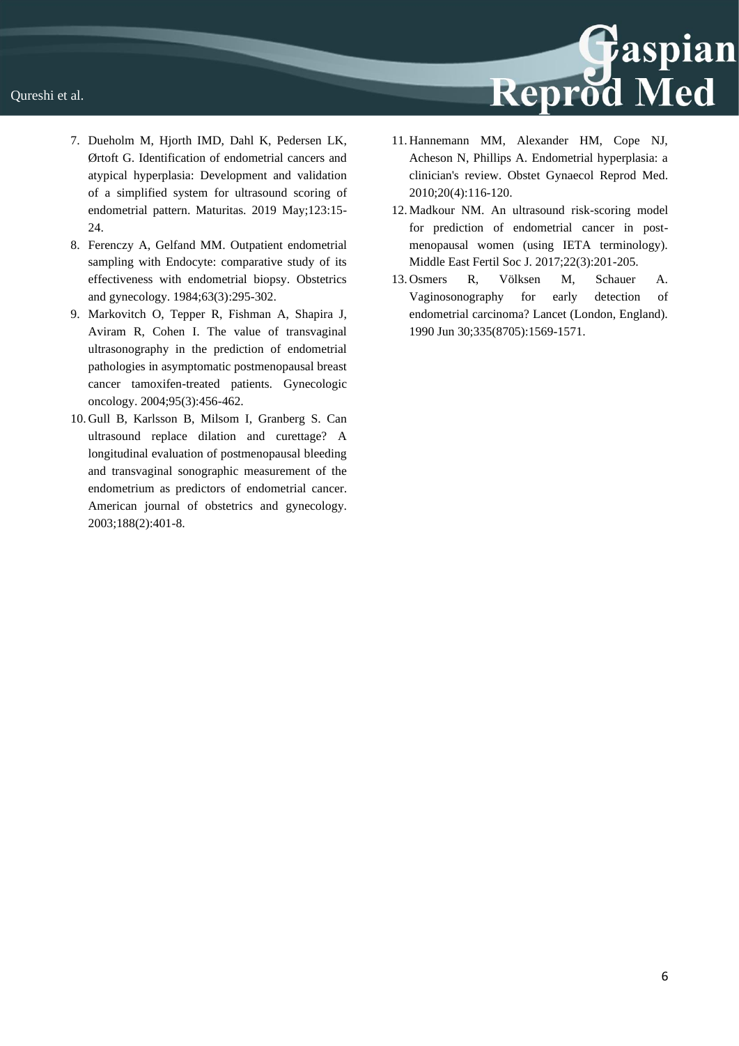7. Dueholm M, Hjorth IMD, Dahl K, Pedersen LK, Ørtoft G. Identification of endometrial cancers and atypical hyperplasia: Development and validation of a simplified system for ultrasound scoring of endometrial pattern. Maturitas. 2019 May;123:15-24.
8. Ferenczy A, Gelfand MM. Outpatient endometrial sampling with Endocyte: comparative study of its effectiveness with endometrial biopsy. Obstetrics and gynecology. 1984;63(3):295-302.
9. Markovitch O, Tepper R, Fishman A, Shapira J, Aviram R, Cohen I. The value of transvaginal ultrasonography in the prediction of endometrial pathologies in asymptomatic postmenopausal breast cancer tamoxifen-treated patients. Gynecologic oncology. 2004;95(3):456-462.
10. Gull B, Karlsson B, Milsom I, Granberg S. Can ultrasound replace dilation and curettage? A longitudinal evaluation of postmenopausal bleeding and transvaginal sonographic measurement of the endometrium as predictors of endometrial cancer. American journal of obstetrics and gynecology. 2003;188(2):401-8.
11. Hannemann MM, Alexander HM, Cope NJ, Acheson N, Phillips A. Endometrial hyperplasia: a clinician's review. Obstet Gynaecol Reprod Med. 2010;20(4):116-120.
12. Madkour NM. An ultrasound risk-scoring model for prediction of endometrial cancer in post-menopausal women (using IETA terminology). Middle East Fertil Soc J. 2017;22(3):201-205.
13. Osmers R, Völksen M, Schauer A. Vaginosonography for early detection of endometrial carcinoma? Lancet (London, England). 1990 Jun 30;335(8705):1569-1571.